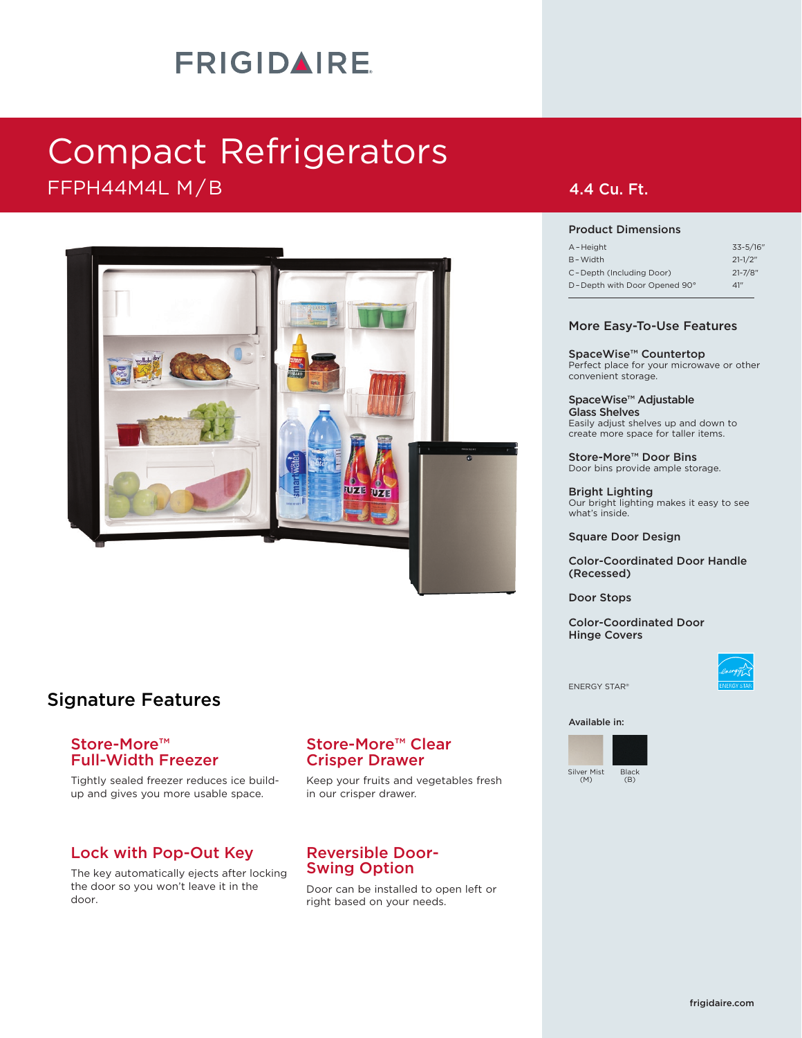FRIGIDAIRE

# Compact Refrigerators

FFPH44M4L M/B

4.4 Cu. Ft.

## Signature Features

### Store-More™ Full-Width Freezer

Tightly sealed freezer reduces ice build-up and gives you more usable space.

### Store-More™ Clear Crisper Drawer

Keep your fruits and vegetables fresh in our crisper drawer.

### Lock with Pop-Out Key

The key automatically ejects after locking the door so you won't leave it in the door.

### Reversible Door-Swing Option

Door can be installed to open left or right based on your needs.

## Product Dimensions

| | |
|---|---|
| A – Height | 33-5/16" |
| B – Width | 21-1/2" |
| C – Depth (Including Door) | 21-7/8" |
| D – Depth with Door Opened 90° | 41" |

## More Easy-To-Use Features

**SpaceWise™ Countertop**
Perfect place for your microwave or other convenient storage.

**SpaceWise™ Adjustable Glass Shelves**
Easily adjust shelves up and down to create more space for taller items.

**Store-More™ Door Bins**
Door bins provide ample storage.

**Bright Lighting**
Our bright lighting makes it easy to see what's inside.

**Square Door Design**

**Color-Coordinated Door Handle (Recessed)**

**Door Stops**

**Color-Coordinated Door Hinge Covers**

ENERGY STAR®

**Available in:**

Silver Mist (M)

Black (B)

frigidaire.com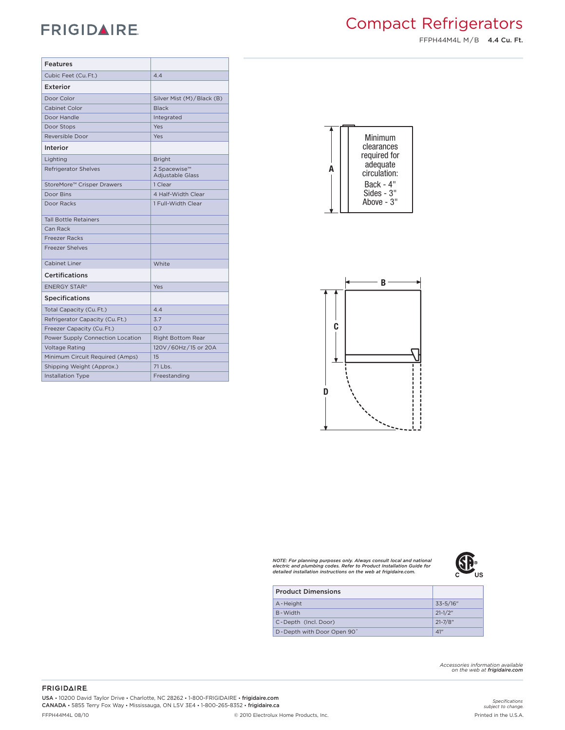FRIGIDAIRE

# Compact Refrigerators

FFPH44M4L M/B **4.4 Cu. Ft.**

| Features | |
|---|---|
| Cubic Feet (Cu.Ft.) | 4.4 |
| **Exterior** | |
| Door Color | Silver Mist (M)/Black (B) |
| Cabinet Color | Black |
| Door Handle | Integrated |
| Door Stops | Yes |
| Reversible Door | Yes |
| **Interior** | |
| Lighting | Bright |
| Refrigerator Shelves | 2 Spacewise™ Adjustable Glass |
| StoreMore™ Crisper Drawers | 1 Clear |
| Door Bins | 4 Half-Width Clear |
| Door Racks | 1 Full-Width Clear |
| Tall Bottle Retainers | |
| Can Rack | |
| Freezer Racks | |
| Freezer Shelves | |
| Cabinet Liner | White |
| **Certifications** | |
| ENERGY STAR® | Yes |
| **Specifications** | |
| Total Capacity (Cu.Ft.) | 4.4 |
| Refrigerator Capacity (Cu.Ft.) | 3.7 |
| Freezer Capacity (Cu.Ft.) | 0.7 |
| Power Supply Connection Location | Right Bottom Rear |
| Voltage Rating | 120V/60Hz/15 or 20A |
| Minimum Circuit Required (Amps) | 15 |
| Shipping Weight (Approx.) | 71 Lbs. |
| Installation Type | Freestanding |

A

Minimum clearances required for adequate circulation:
Back - 4"
Sides - 3"
Above - 3"

B

C

D

*NOTE: For planning purposes only. Always consult local and national electric and plumbing codes. Refer to Product Installation Guide for detailed installation instructions on the web at frigidaire.com.*

| Product Dimensions | |
|---|---|
| A-Height | 33-5/16" |
| B-Width | 21-1/2" |
| C-Depth (Incl. Door) | 21-7/8" |
| D-Depth with Door Open 90˚ | 41" |

*Accessories information available on the web at **frigidaire.com***

FRIGIDAIRE

**USA** • 10200 David Taylor Drive • Charlotte, NC 28262 • 1-800-FRIGIDAIRE • **frigidaire.com**
**CANADA** • 5855 Terry Fox Way • Mississauga, ON L5V 3E4 • 1-800-265-8352 • **frigidaire.ca**

*Specifications subject to change.*

FFPH44M4L 08/10 © 2010 Electrolux Home Products, Inc. Printed in the U.S.A.